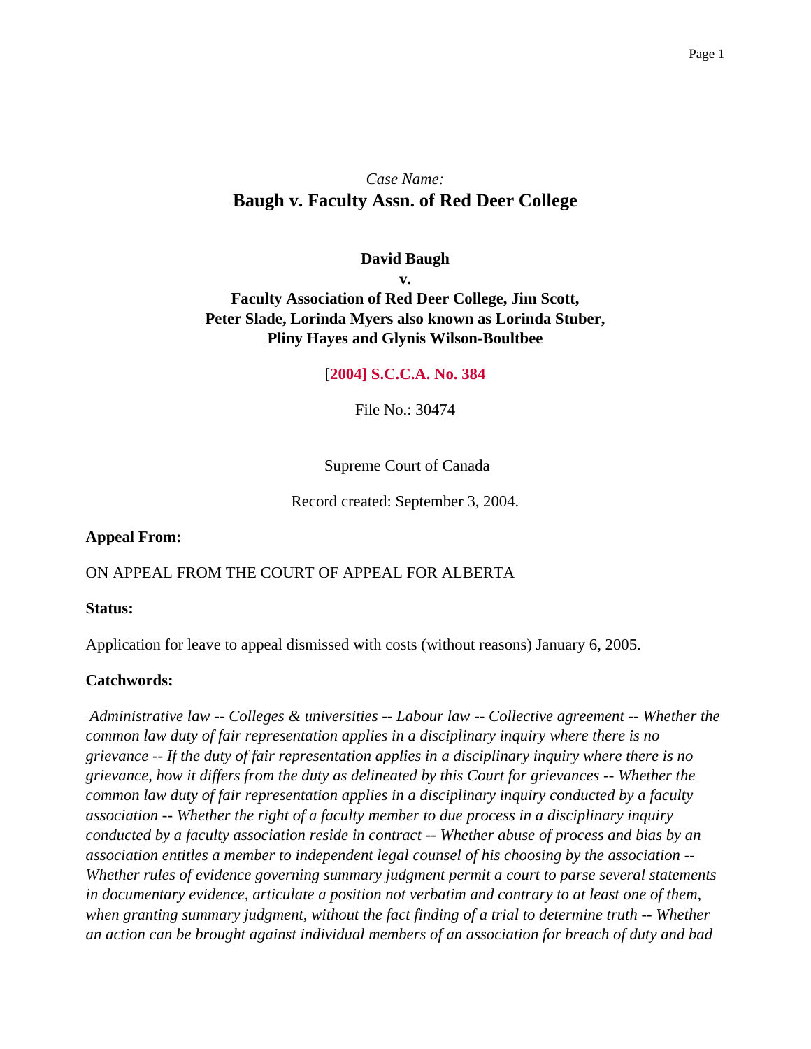*Case Name:*

# Baugh v. Faculty Assn. of Red Deer College

**David Baugh**

**v.**

**Faculty Association of Red Deer College, Jim Scott, Peter Slade, Lorinda Myers also known as Lorinda Stuber, Pliny Hayes and Glynis Wilson-Boultbee**

[**2004] S.C.C.A. No. 384**

File No.: 30474

Supreme Court of Canada

Record created: September 3, 2004.

**Appeal From:**

ON APPEAL FROM THE COURT OF APPEAL FOR ALBERTA

**Status:**

Application for leave to appeal dismissed with costs (without reasons) January 6, 2005.

**Catchwords:**

*Administrative law -- Colleges & universities -- Labour law -- Collective agreement -- Whether the common law duty of fair representation applies in a disciplinary inquiry where there is no grievance -- If the duty of fair representation applies in a disciplinary inquiry where there is no grievance, how it differs from the duty as delineated by this Court for grievances -- Whether the common law duty of fair representation applies in a disciplinary inquiry conducted by a faculty association -- Whether the right of a faculty member to due process in a disciplinary inquiry conducted by a faculty association reside in contract -- Whether abuse of process and bias by an association entitles a member to independent legal counsel of his choosing by the association -- Whether rules of evidence governing summary judgment permit a court to parse several statements in documentary evidence, articulate a position not verbatim and contrary to at least one of them, when granting summary judgment, without the fact finding of a trial to determine truth -- Whether an action can be brought against individual members of an association for breach of duty and bad*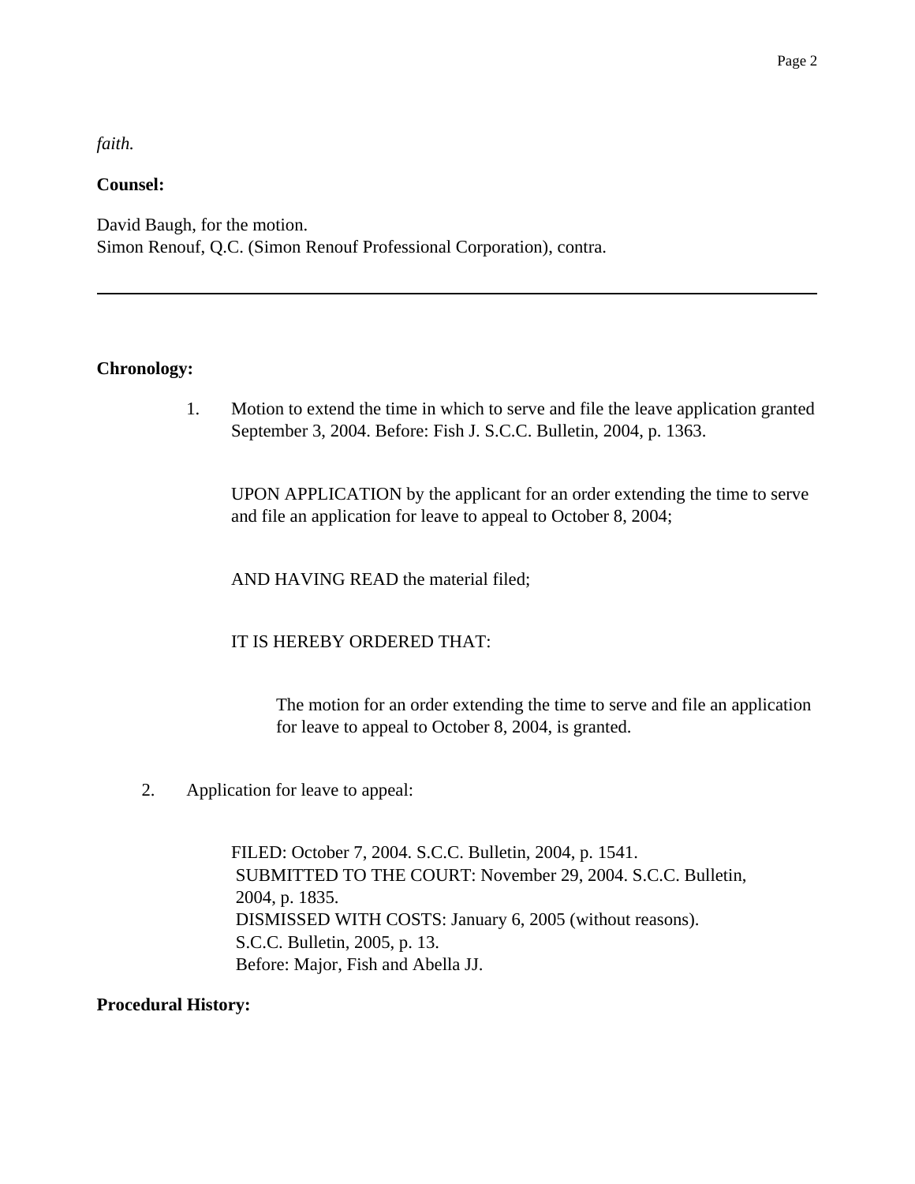*faith.*

**Counsel:**

David Baugh, for the motion.
Simon Renouf, Q.C. (Simon Renouf Professional Corporation), contra.

---

**Chronology:**

1. Motion to extend the time in which to serve and file the leave application granted September 3, 2004. Before: Fish J. S.C.C. Bulletin, 2004, p. 1363.

   UPON APPLICATION by the applicant for an order extending the time to serve and file an application for leave to appeal to October 8, 2004;

   AND HAVING READ the material filed;

   IT IS HEREBY ORDERED THAT:

   > The motion for an order extending the time to serve and file an application for leave to appeal to October 8, 2004, is granted.

2. Application for leave to appeal:

   FILED: October 7, 2004. S.C.C. Bulletin, 2004, p. 1541.
   SUBMITTED TO THE COURT: November 29, 2004. S.C.C. Bulletin, 2004, p. 1835.
   DISMISSED WITH COSTS: January 6, 2005 (without reasons). S.C.C. Bulletin, 2005, p. 13.
   Before: Major, Fish and Abella JJ.

**Procedural History:**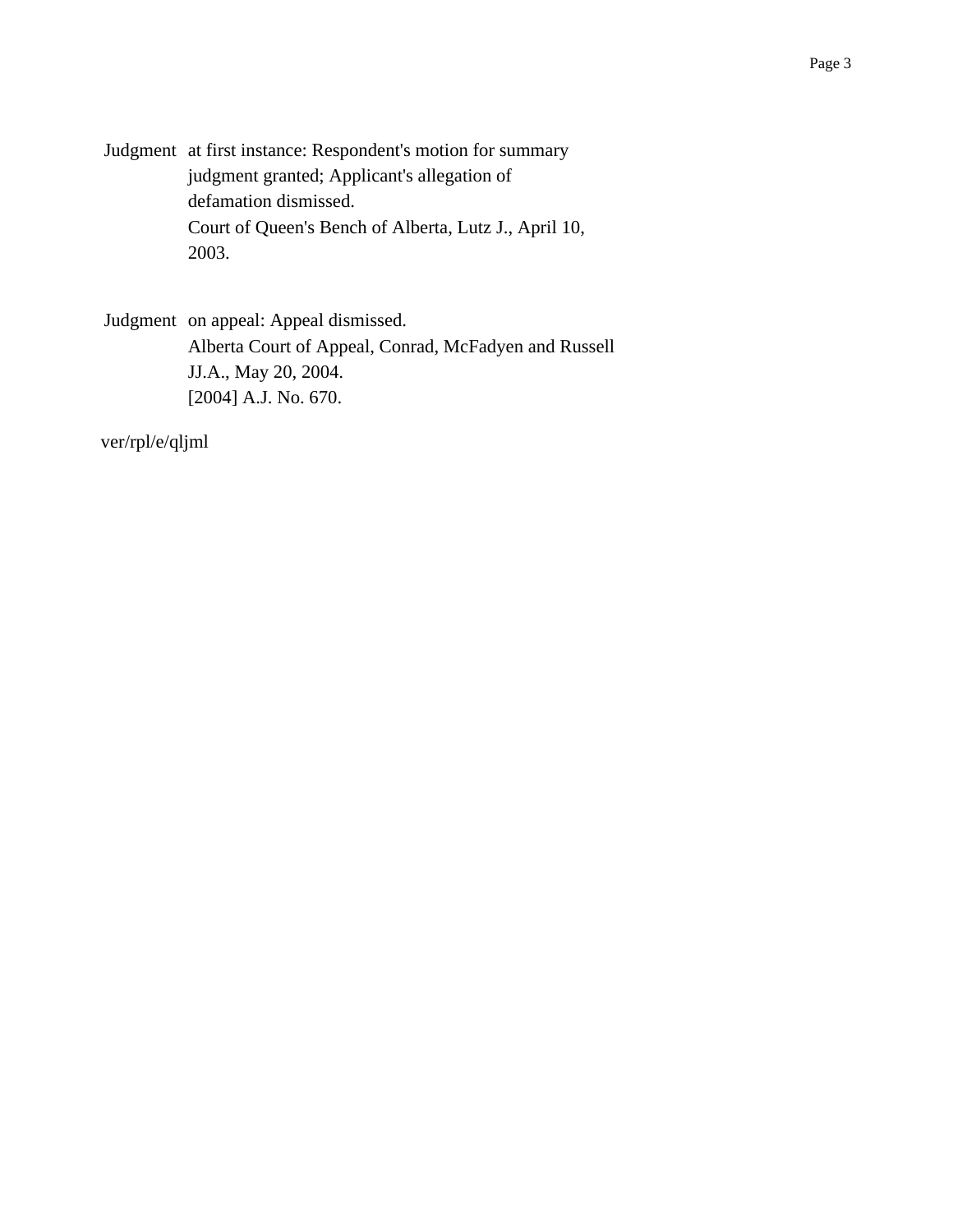Judgment at first instance: Respondent's motion for summary judgment granted; Applicant's allegation of defamation dismissed.
Court of Queen's Bench of Alberta, Lutz J., April 10, 2003.

Judgment on appeal: Appeal dismissed.
Alberta Court of Appeal, Conrad, McFadyen and Russell JJ.A., May 20, 2004.
[2004] A.J. No. 670.

ver/rpl/e/qljml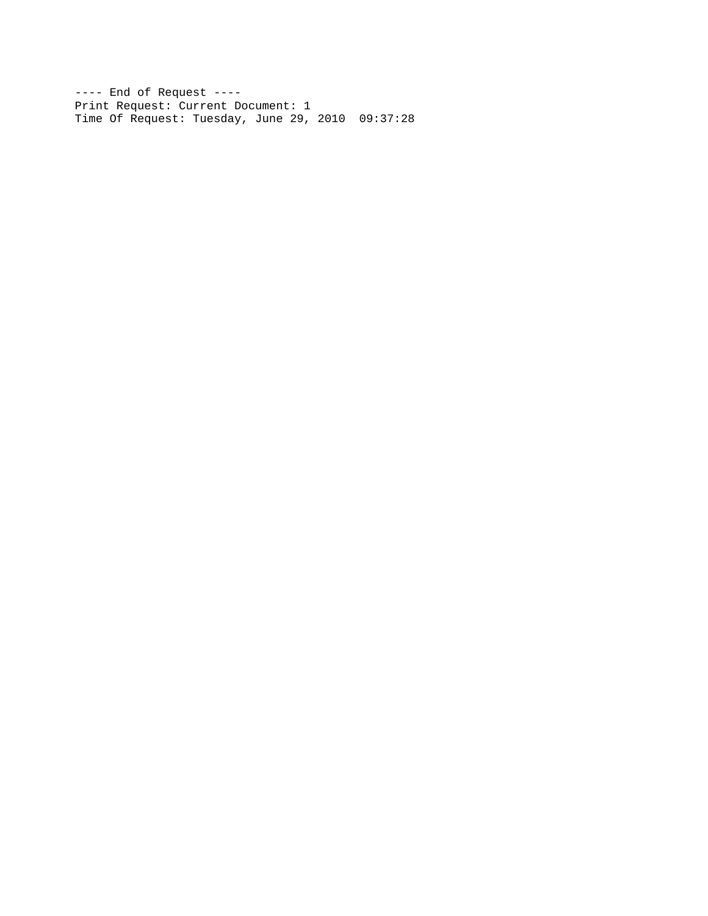---- End of Request ----
Print Request: Current Document: 1
Time Of Request: Tuesday, June 29, 2010  09:37:28